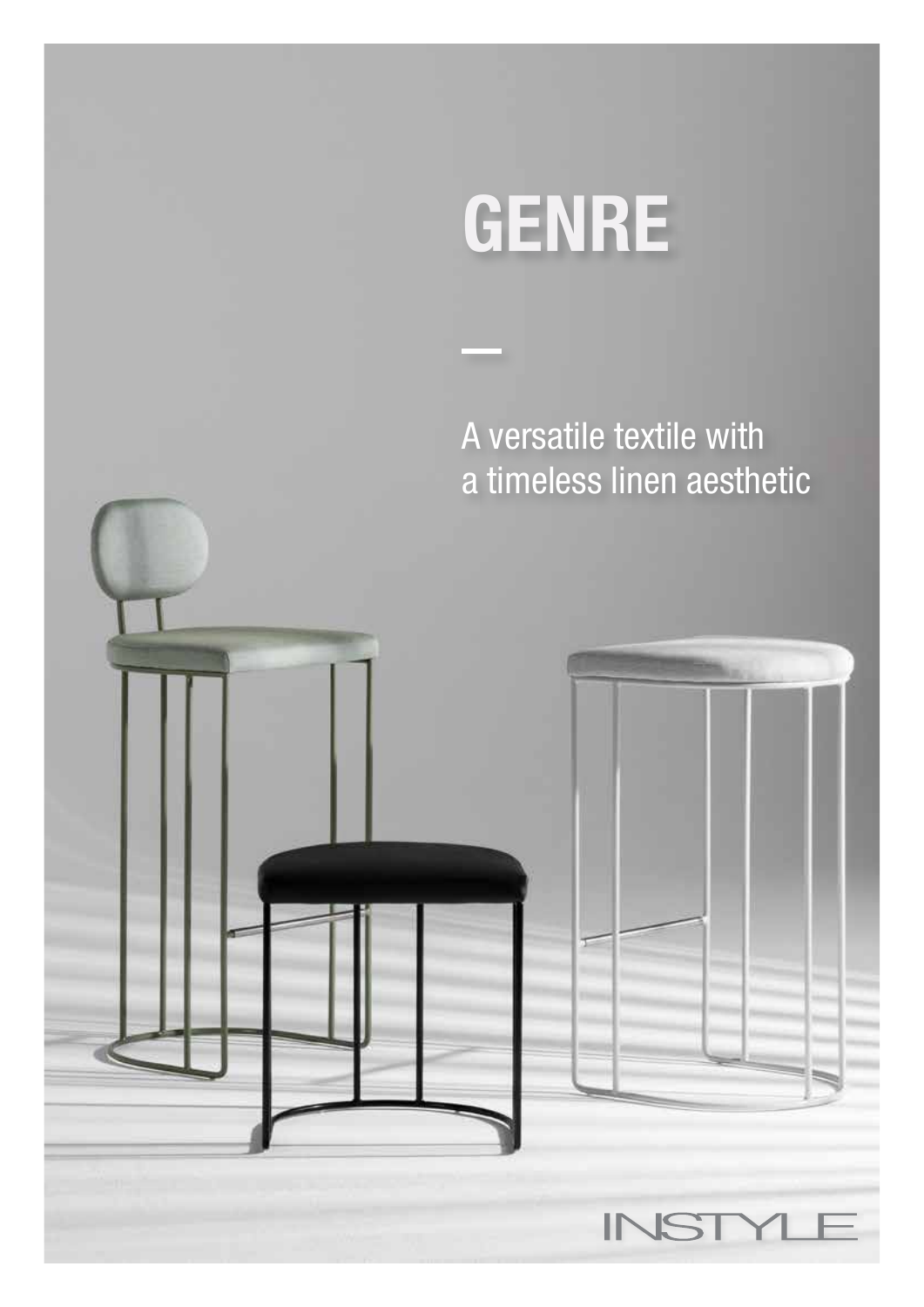# GENRE

—

A versatile textile with
a timeless linen aesthetic

INSTYLE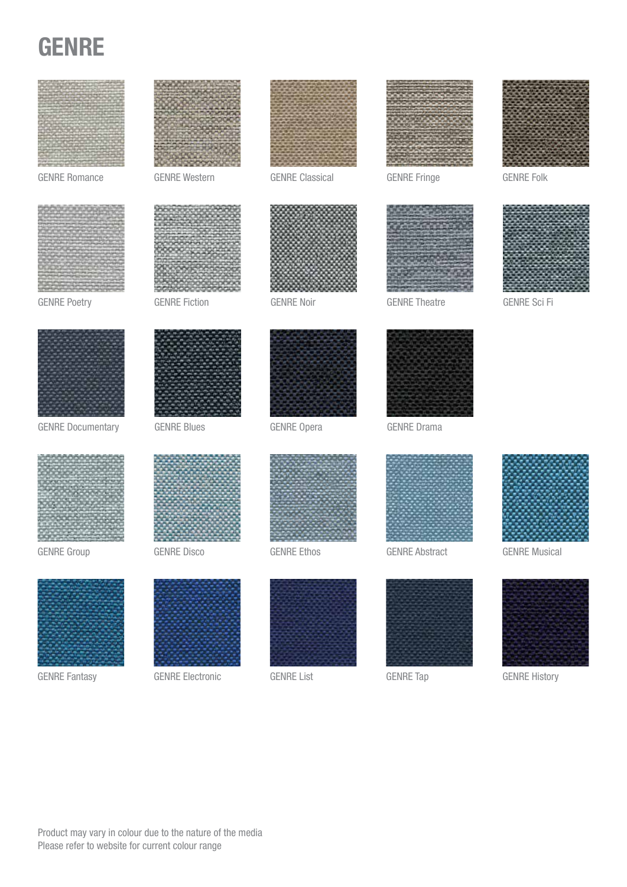# GENRE

GENRE Romance

GENRE Western

GENRE Classical

GENRE Fringe

GENRE Folk

GENRE Poetry

GENRE Fiction

GENRE Noir

GENRE Theatre

GENRE Sci Fi

GENRE Documentary

GENRE Blues

GENRE Opera

GENRE Drama

GENRE Group

GENRE Disco

GENRE Ethos

GENRE Abstract

GENRE Musical

GENRE Fantasy

GENRE Electronic

GENRE List

GENRE Tap

GENRE History

Product may vary in colour due to the nature of the media
Please refer to website for current colour range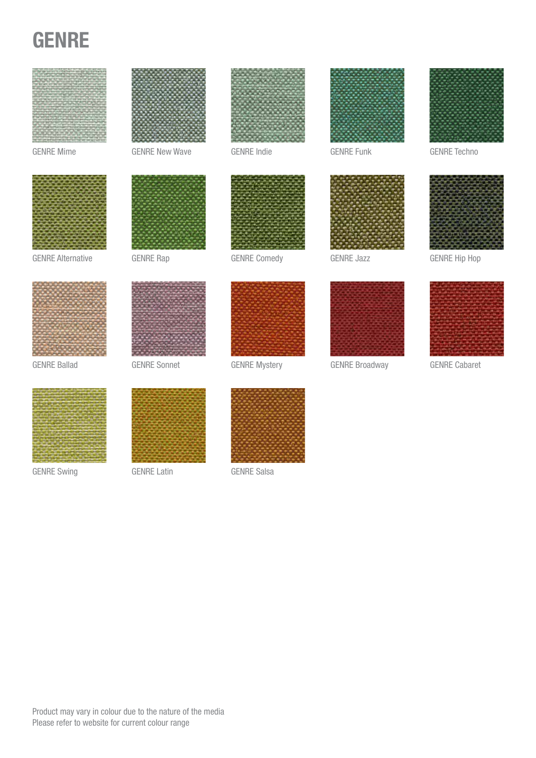# GENRE

GENRE Mime

GENRE New Wave

GENRE Indie

GENRE Funk

GENRE Techno

GENRE Alternative

GENRE Rap

GENRE Comedy

GENRE Jazz

GENRE Hip Hop

GENRE Ballad

GENRE Sonnet

GENRE Mystery

GENRE Broadway

GENRE Cabaret

GENRE Swing

GENRE Latin

GENRE Salsa

Product may vary in colour due to the nature of the media
Please refer to website for current colour range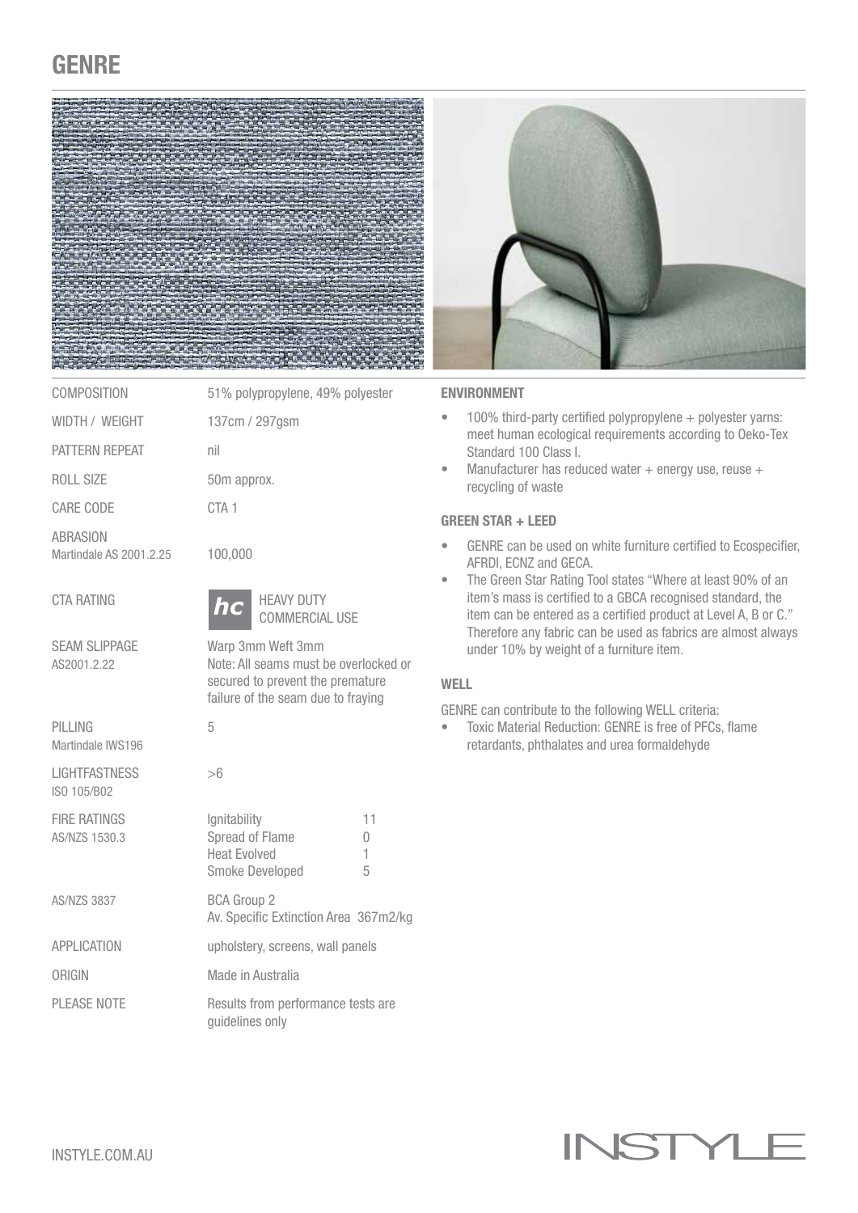# GENRE

| | |
|---|---|
| COMPOSITION | 51% polypropylene, 49% polyester |
| WIDTH / WEIGHT | 137cm / 297gsm |
| PATTERN REPEAT | nil |
| ROLL SIZE | 50m approx. |
| CARE CODE | CTA 1 |
| ABRASION Martindale AS 2001.2.25 | 100,000 |
| CTA RATING | hc HEAVY DUTY COMMERCIAL USE |
| SEAM SLIPPAGE AS2001.2.22 | Warp 3mm Weft 3mm Note: All seams must be overlocked or secured to prevent the premature failure of the seam due to fraying |
| PILLING Martindale IWS196 | 5 |
| LIGHTFASTNESS ISO 105/B02 | >6 |
| FIRE RATINGS AS/NZS 1530.3 | Ignitability 11<br>Spread of Flame 0<br>Heat Evolved 1<br>Smoke Developed 5 |
| AS/NZS 3837 | BCA Group 2<br>Av. Specific Extinction Area 367m2/kg |
| APPLICATION | upholstery, screens, wall panels |
| ORIGIN | Made in Australia |
| PLEASE NOTE | Results from performance tests are guidelines only |

**ENVIRONMENT**

- 100% third-party certified polypropylene + polyester yarns: meet human ecological requirements according to Oeko-Tex Standard 100 Class l.
- Manufacturer has reduced water + energy use, reuse + recycling of waste

**GREEN STAR + LEED**

- GENRE can be used on white furniture certified to Ecospecifier, AFRDI, ECNZ and GECA.
- The Green Star Rating Tool states "Where at least 90% of an item's mass is certified to a GBCA recognised standard, the item can be entered as a certified product at Level A, B or C." Therefore any fabric can be used as fabrics are almost always under 10% by weight of a furniture item.

**WELL**

GENRE can contribute to the following WELL criteria:

- Toxic Material Reduction: GENRE is free of PFCs, flame retardants, phthalates and urea formaldehyde

INSTYLE.COM.AU

INSTYLE